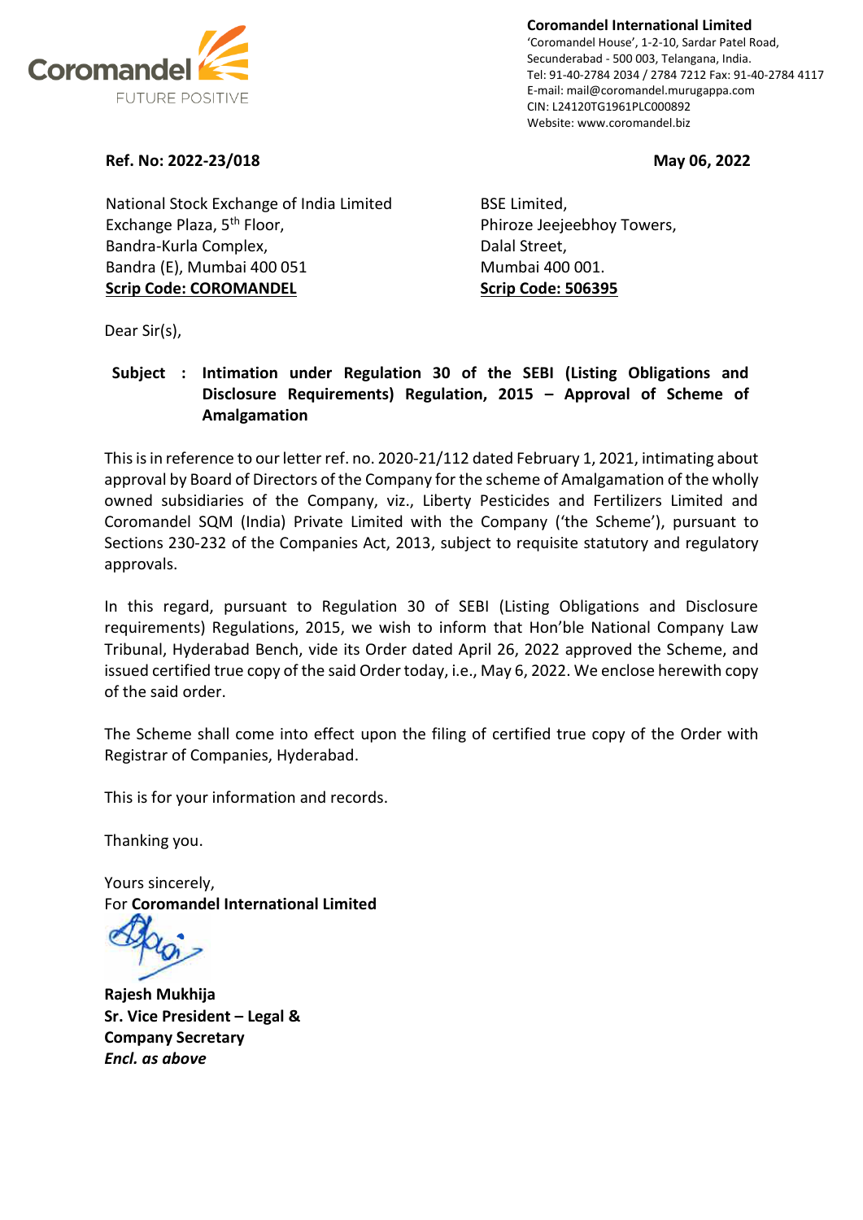Coromandel
FUTURE POSITIVE

**Coromandel International Limited**
'Coromandel House', 1-2-10, Sardar Patel Road,
Secunderabad - 500 003, Telangana, India.
Tel: 91-40-2784 2034 / 2784 7212 Fax: 91-40-2784 4117
E-mail: mail@coromandel.murugappa.com
CIN: L24120TG1961PLC000892
Website: www.coromandel.biz

**Ref. No: 2022-23/018** **May 06, 2022**

National Stock Exchange of India Limited
Exchange Plaza, 5th Floor,
Bandra-Kurla Complex,
Bandra (E), Mumbai 400 051
**Scrip Code: COROMANDEL**

BSE Limited,
Phiroze Jeejeebhoy Towers,
Dalal Street,
Mumbai 400 001.
**Scrip Code: 506395**

Dear Sir(s),

**Subject : Intimation under Regulation 30 of the SEBI (Listing Obligations and Disclosure Requirements) Regulation, 2015 – Approval of Scheme of Amalgamation**

This is in reference to our letter ref. no. 2020-21/112 dated February 1, 2021, intimating about approval by Board of Directors of the Company for the scheme of Amalgamation of the wholly owned subsidiaries of the Company, viz., Liberty Pesticides and Fertilizers Limited and Coromandel SQM (India) Private Limited with the Company ('the Scheme'), pursuant to Sections 230-232 of the Companies Act, 2013, subject to requisite statutory and regulatory approvals.

In this regard, pursuant to Regulation 30 of SEBI (Listing Obligations and Disclosure requirements) Regulations, 2015, we wish to inform that Hon'ble National Company Law Tribunal, Hyderabad Bench, vide its Order dated April 26, 2022 approved the Scheme, and issued certified true copy of the said Order today, i.e., May 6, 2022. We enclose herewith copy of the said order.

The Scheme shall come into effect upon the filing of certified true copy of the Order with Registrar of Companies, Hyderabad.

This is for your information and records.

Thanking you.

Yours sincerely,
For **Coromandel International Limited**

**Rajesh Mukhija**
**Sr. Vice President – Legal & Company Secretary**
***Encl. as above***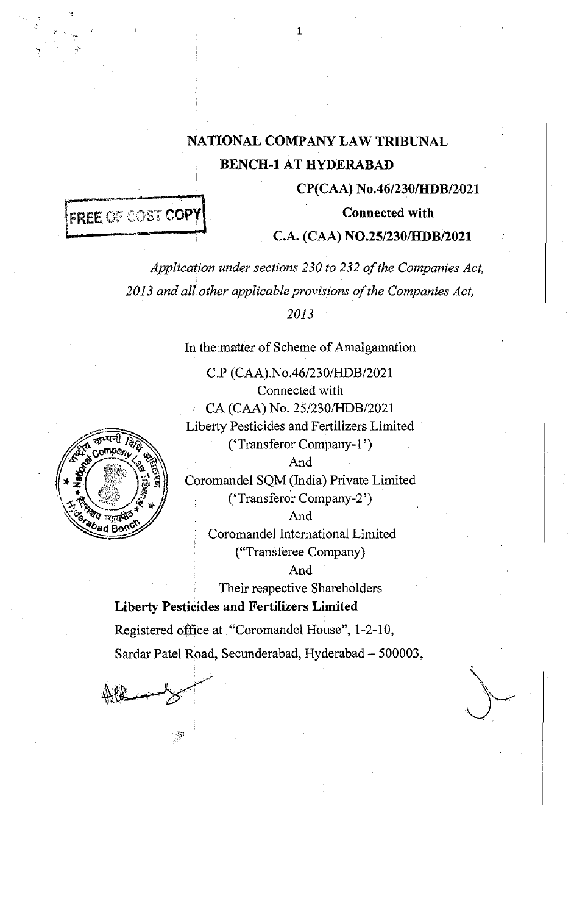FREE OF COST COPY

# NATIONAL COMPANY LAW TRIBUNAL

## BENCH-1 AT HYDERABAD

**CP(CAA) No.46/230/HDB/2021**

**Connected with**

**C.A. (CAA) NO.25/230/HDB/2021**

*Application under sections 230 to 232 of the Companies Act, 2013 and all other applicable provisions of the Companies Act, 2013*

In the matter of Scheme of Amalgamation

C.P (CAA).No.46/230/HDB/2021
Connected with
CA (CAA) No. 25/230/HDB/2021
Liberty Pesticides and Fertilizers Limited
('Transferor Company-1')
And
Coromandel SQM (India) Private Limited
('Transferor Company-2')
And
Coromandel International Limited
("Transferee Company)
And
Their respective Shareholders

**Liberty Pesticides and Fertilizers Limited**

Registered office at "Coromandel House", 1-2-10, Sardar Patel Road, Secunderabad, Hyderabad – 500003,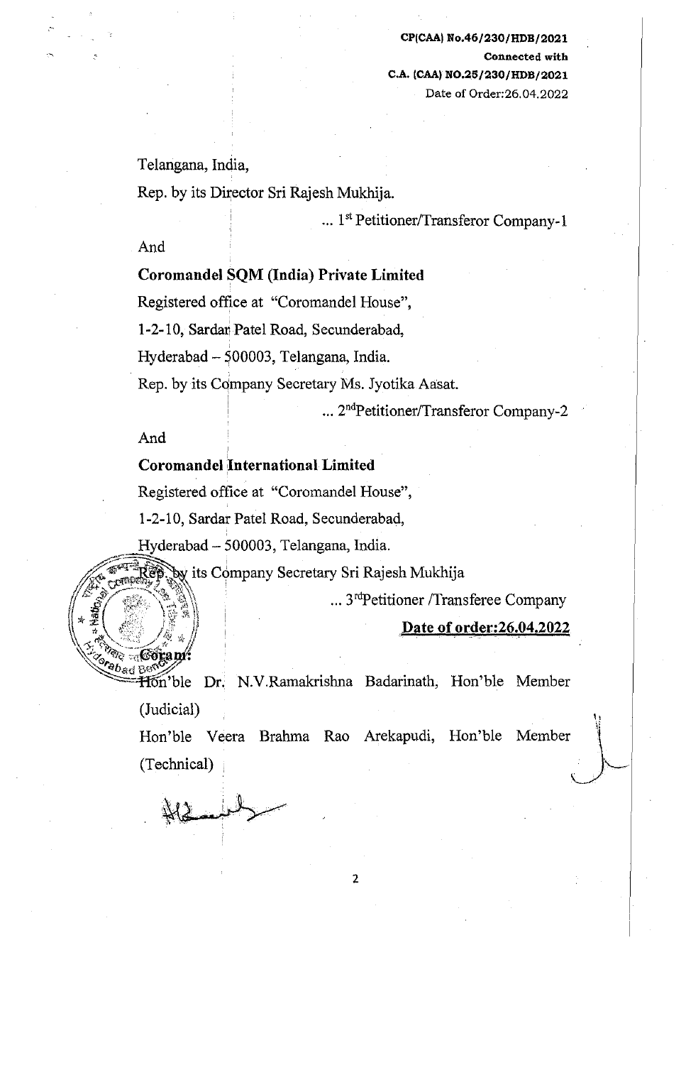**CP(CAA) No.46/230/HDB/2021**
**Connected with**
**C.A. (CAA) NO.25/230/HDB/2021**
Date of Order:26.04.2022

Telangana, India,

Rep. by its Director Sri Rajesh Mukhija.

... 1st Petitioner/Transferor Company-1

And

**Coromandel SQM (India) Private Limited**

Registered office at "Coromandel House",

1-2-10, Sardar Patel Road, Secunderabad,

Hyderabad – 500003, Telangana, India.

Rep. by its Company Secretary Ms. Jyotika Aasat.

... 2ndPetitioner/Transferor Company-2

And

**Coromandel International Limited**

Registered office at "Coromandel House",

1-2-10, Sardar Patel Road, Secunderabad,

Hyderabad – 500003, Telangana, India.

Rep. by its Company Secretary Sri Rajesh Mukhija

... 3rdPetitioner /Transferee Company

**Date of order:26.04.2022**

**Coram:**

Hon'ble Dr. N.V.Ramakrishna Badarinath, Hon'ble Member (Judicial)

Hon'ble Veera Brahma Rao Arekapudi, Hon'ble Member (Technical)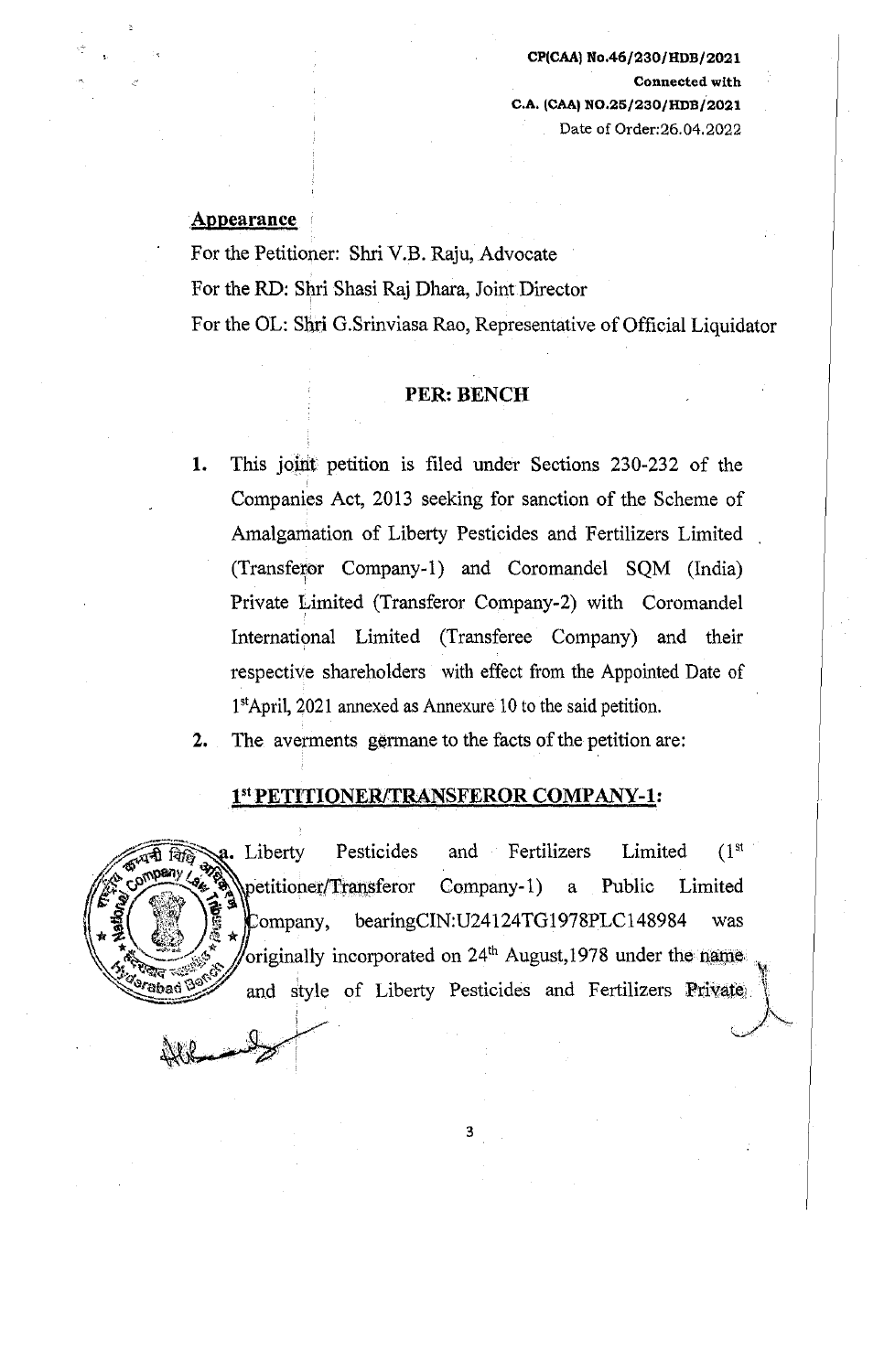**CP(CAA) No.46/230/HDB/2021**
**Connected with**
**C.A. (CAA) NO.25/230/HDB/2021**
Date of Order:26.04.2022

## Appearance

For the Petitioner: Shri V.B. Raju, Advocate

For the RD: Shri Shasi Raj Dhara, Joint Director

For the OL: Shri G.Srinviasa Rao, Representative of Official Liquidator

## PER: BENCH

1. This joint petition is filed under Sections 230-232 of the Companies Act, 2013 seeking for sanction of the Scheme of Amalgamation of Liberty Pesticides and Fertilizers Limited (Transferor Company-1) and Coromandel SQM (India) Private Limited (Transferor Company-2) with Coromandel International Limited (Transferee Company) and their respective shareholders with effect from the Appointed Date of 1st April, 2021 annexed as Annexure 10 to the said petition.

2. The averments germane to the facts of the petition are:

### 1st PETITIONER/TRANSFEROR COMPANY-1:

a. Liberty Pesticides and Fertilizers Limited (1st petitioner/Transferor Company-1) a Public Limited Company, bearingCIN:U24124TG1978PLC148984 was originally incorporated on 24th August,1978 under the name and style of Liberty Pesticides and Fertilizers Private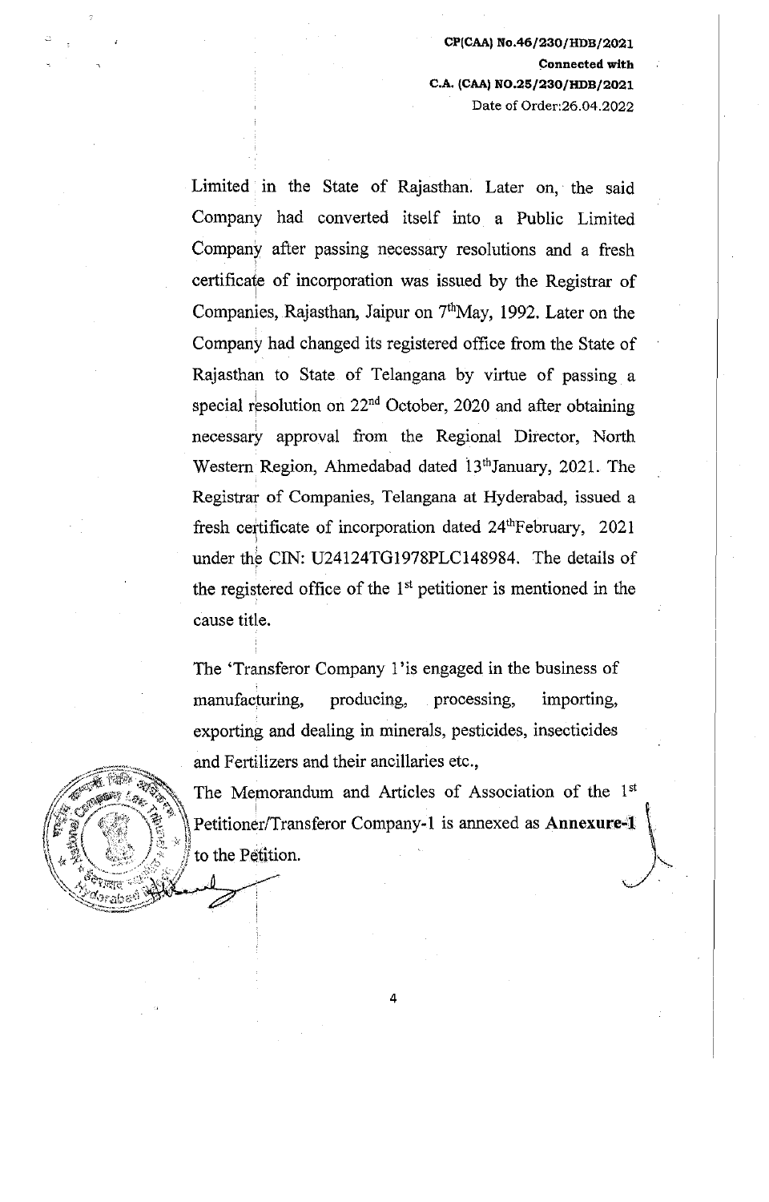Limited in the State of Rajasthan. Later on, the said Company had converted itself into a Public Limited Company after passing necessary resolutions and a fresh certificate of incorporation was issued by the Registrar of Companies, Rajasthan, Jaipur on 7[th] May, 1992. Later on the Company had changed its registered office from the State of Rajasthan to State of Telangana by virtue of passing a special resolution on 22[nd] October, 2020 and after obtaining necessary approval from the Regional Director, North Western Region, Ahmedabad dated 13[th] January, 2021. The Registrar of Companies, Telangana at Hyderabad, issued a fresh certificate of incorporation dated 24[th] February, 2021 under the CIN: U24124TG1978PLC148984. The details of the registered office of the 1[st] petitioner is mentioned in the cause title.

The 'Transferor Company 1'is engaged in the business of manufacturing, producing, processing, importing, exporting and dealing in minerals, pesticides, insecticides and Fertilizers and their ancillaries etc.,

The Memorandum and Articles of Association of the 1[st] Petitioner/Transferor Company-1 is annexed as **Annexure-1** to the Petition.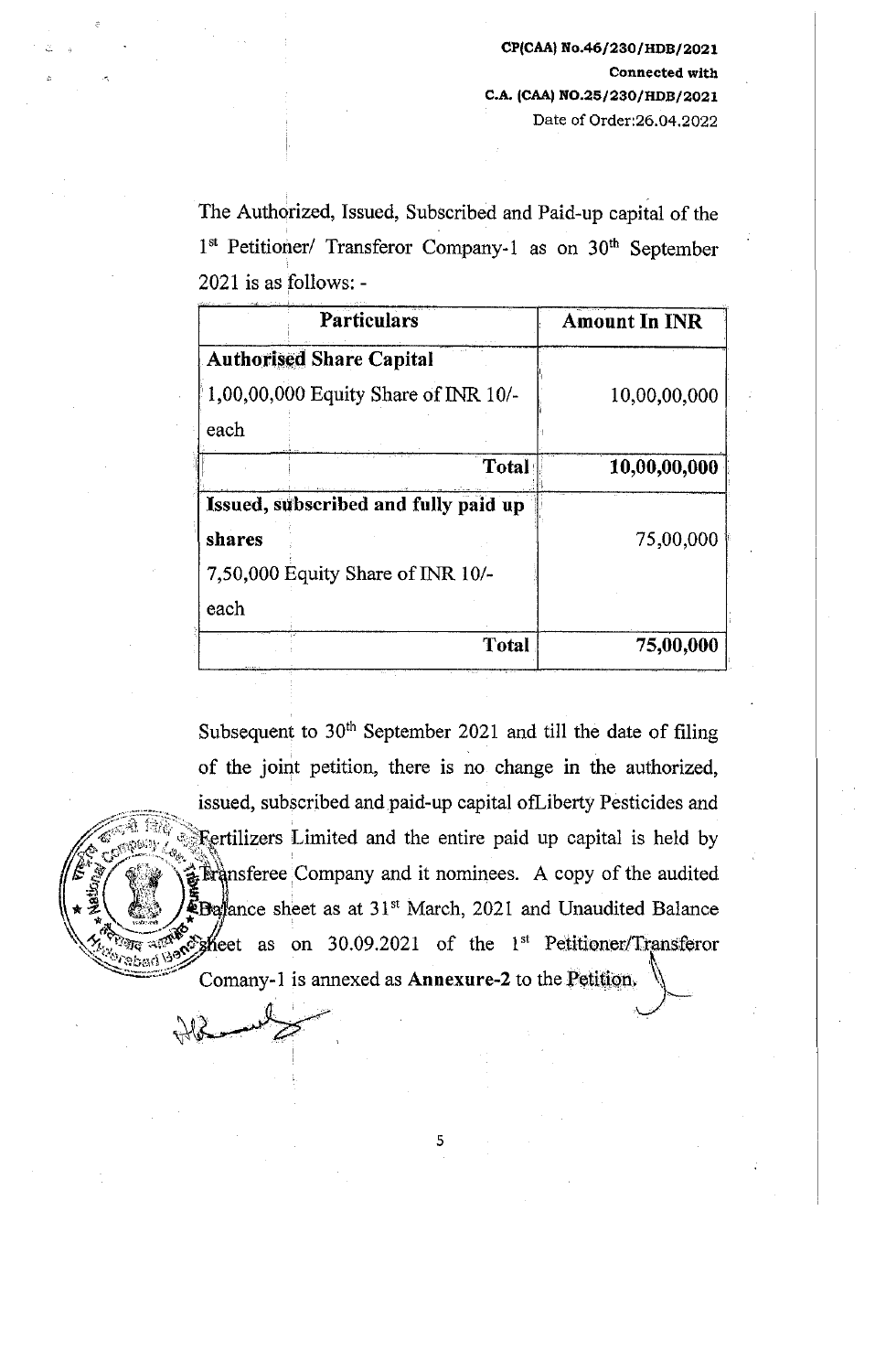The Authorized, Issued, Subscribed and Paid-up capital of the 1st Petitioner/ Transferor Company-1 as on 30th September 2021 is as follows: -

| Particulars | Amount In INR |
|---|---|
| **Authorised Share Capital** | |
| 1,00,00,000 Equity Share of INR 10/- each | 10,00,00,000 |
| **Total** | **10,00,00,000** |
| **Issued, subscribed and fully paid up shares** | |
| 7,50,000 Equity Share of INR 10/- each | 75,00,000 |
| **Total** | **75,00,000** |

Subsequent to 30th September 2021 and till the date of filing of the joint petition, there is no change in the authorized, issued, subscribed and paid-up capital ofLiberty Pesticides and Fertilizers Limited and the entire paid up capital is held by Transferee Company and it nominees. A copy of the audited Balance sheet as at 31st March, 2021 and Unaudited Balance sheet as on 30.09.2021 of the 1st Petitioner/Transferor Comany-1 is annexed as **Annexure-2** to the Petition.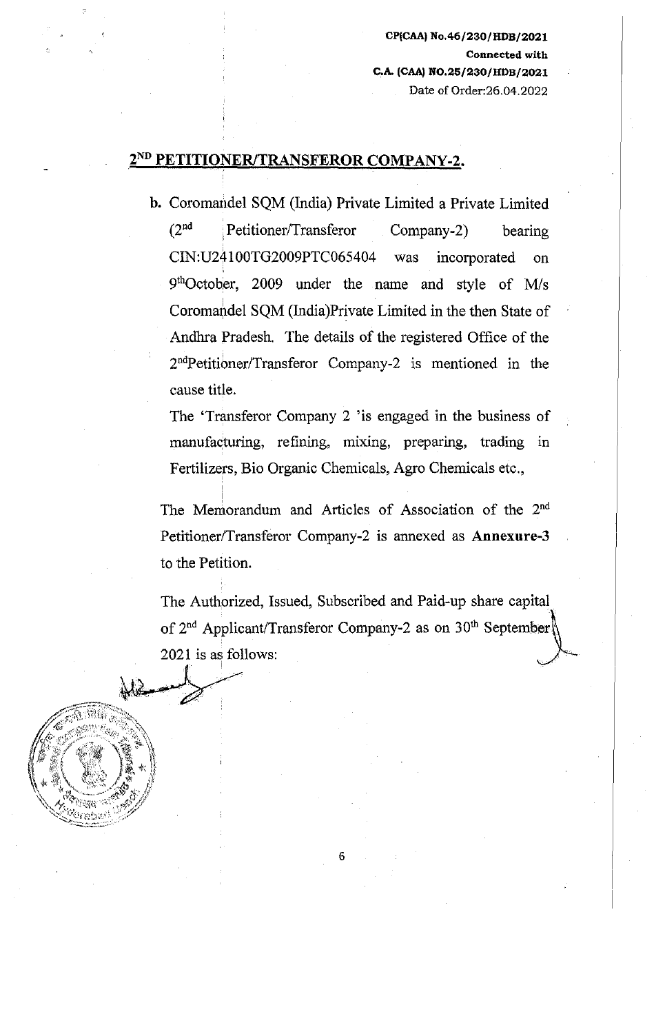## 2ND PETITIONER/TRANSFEROR COMPANY-2.

b. Coromandel SQM (India) Private Limited a Private Limited (2nd Petitioner/Transferor Company-2) bearing CIN:U24100TG2009PTC065404 was incorporated on 9th October, 2009 under the name and style of M/s Coromandel SQM (India)Private Limited in the then State of Andhra Pradesh. The details of the registered Office of the 2nd Petitioner/Transferor Company-2 is mentioned in the cause title.

The 'Transferor Company 2 'is engaged in the business of manufacturing, refining, mixing, preparing, trading in Fertilizers, Bio Organic Chemicals, Agro Chemicals etc.,

The Memorandum and Articles of Association of the 2nd Petitioner/Transferor Company-2 is annexed as **Annexure-3** to the Petition.

The Authorized, Issued, Subscribed and Paid-up share capital of 2nd Applicant/Transferor Company-2 as on 30th September 2021 is as follows: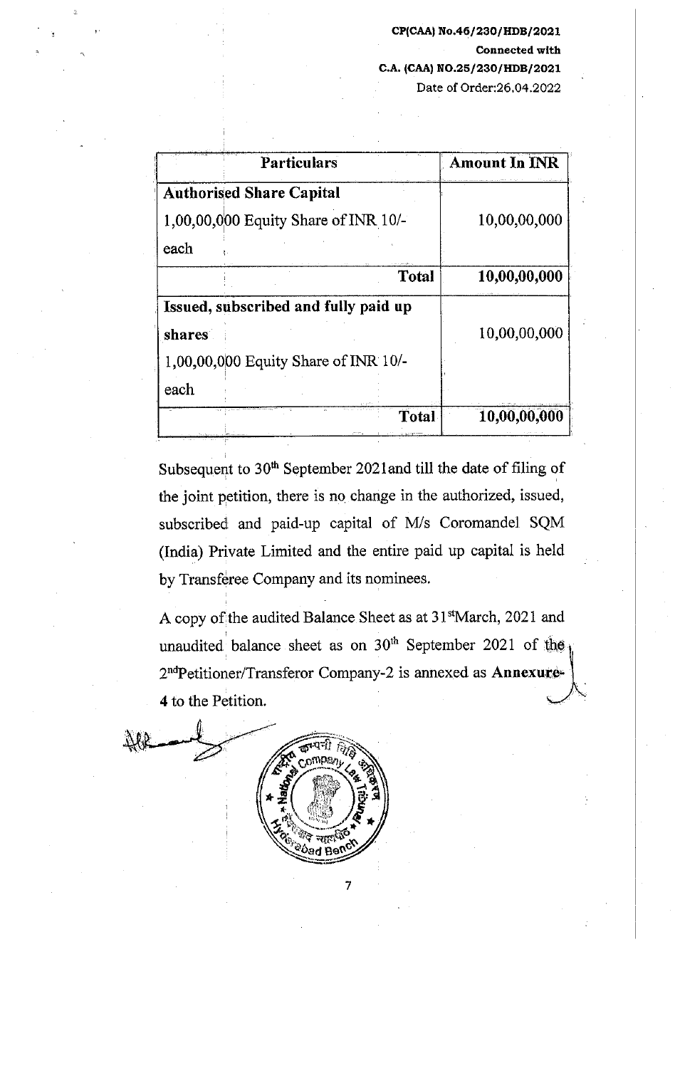| Particulars | Amount In INR |
|---|---|
| **Authorised Share Capital** | |
| 1,00,00,000 Equity Share of INR 10/- each | 10,00,00,000 |
| **Total** | **10,00,00,000** |
| **Issued, subscribed and fully paid up shares** | 10,00,00,000 |
| 1,00,00,000 Equity Share of INR 10/- each | |
| **Total** | **10,00,00,000** |

Subsequent to 30th September 2021and till the date of filing of the joint petition, there is no change in the authorized, issued, subscribed and paid-up capital of M/s Coromandel SQM (India) Private Limited and the entire paid up capital is held by Transferee Company and its nominees.

A copy of the audited Balance Sheet as at 31stMarch, 2021 and unaudited balance sheet as on 30th September 2021 of the 2ndPetitioner/Transferor Company-2 is annexed as **Annexure-4** to the Petition.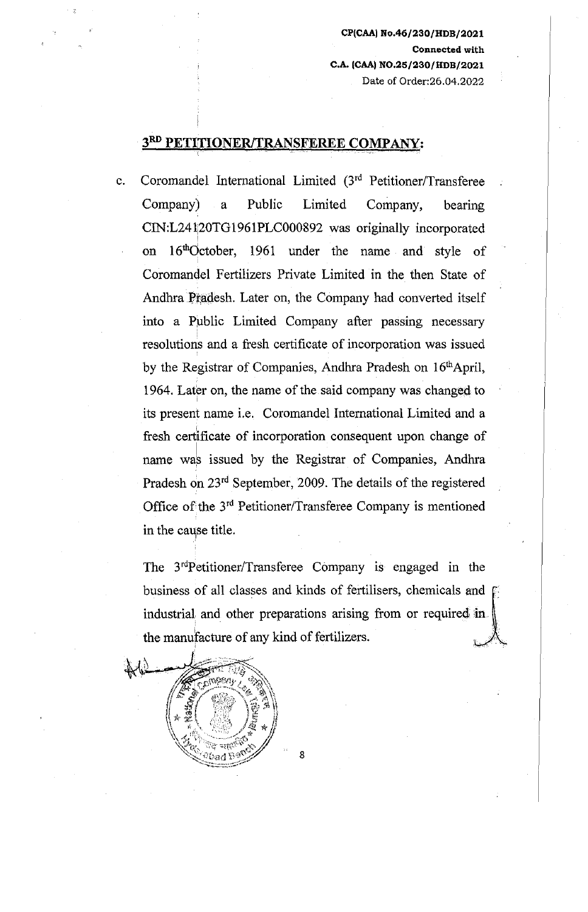CP(CAA) No.46/230/HDB/2021
Connected with
C.A. (CAA) NO.25/230/HDB/2021
Date of Order:26.04.2022

## 3RD PETITIONER/TRANSFEREE COMPANY:

c. Coromandel International Limited (3rd Petitioner/Transferee Company) a Public Limited Company, bearing CIN:L24120TG1961PLC000892 was originally incorporated on 16th October, 1961 under the name and style of Coromandel Fertilizers Private Limited in the then State of Andhra Pradesh. Later on, the Company had converted itself into a Public Limited Company after passing necessary resolutions and a fresh certificate of incorporation was issued by the Registrar of Companies, Andhra Pradesh on 16th April, 1964. Later on, the name of the said company was changed to its present name i.e. Coromandel International Limited and a fresh certificate of incorporation consequent upon change of name was issued by the Registrar of Companies, Andhra Pradesh on 23rd September, 2009. The details of the registered Office of the 3rd Petitioner/Transferee Company is mentioned in the cause title.

The 3rd Petitioner/Transferee Company is engaged in the business of all classes and kinds of fertilisers, chemicals and industrial and other preparations arising from or required in the manufacture of any kind of fertilizers.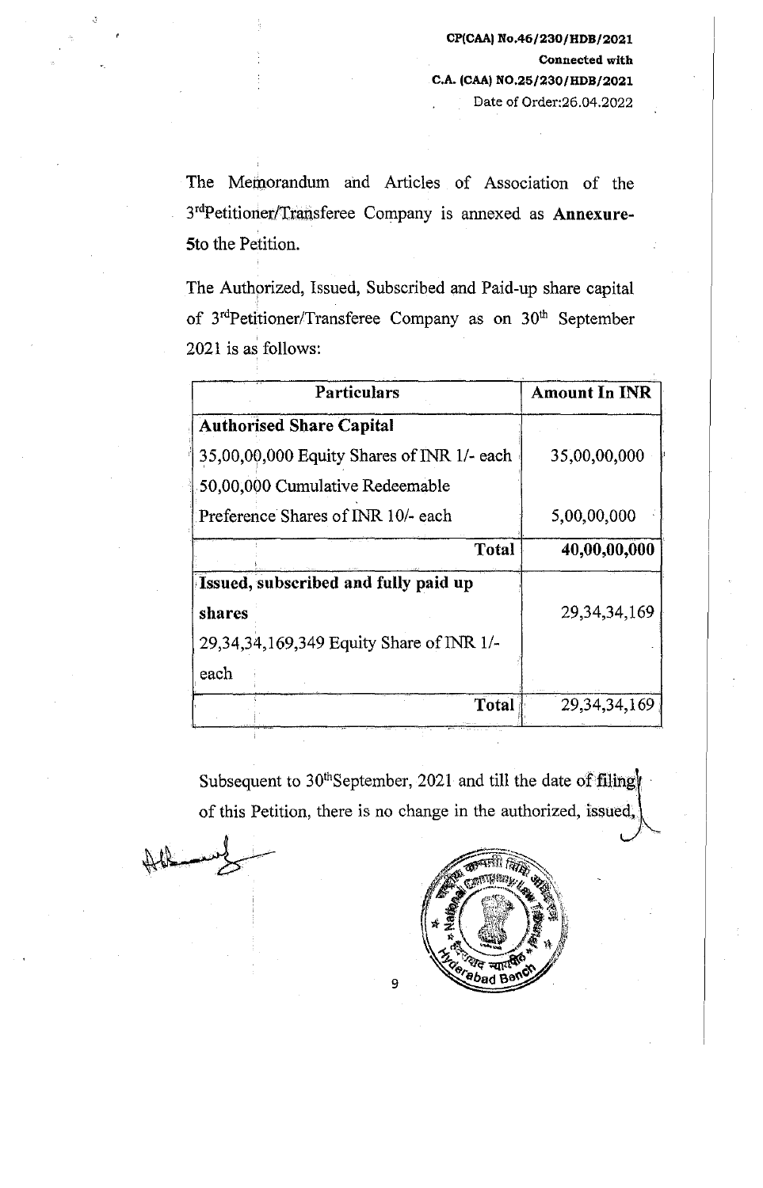The Memorandum and Articles of Association of the 3rdPetitioner/Transferee Company is annexed as **Annexure-5**to the Petition.

The Authorized, Issued, Subscribed and Paid-up share capital of 3rdPetitioner/Transferee Company as on 30th September 2021 is as follows:

| Particulars | Amount In INR |
|---|---|
| **Authorised Share Capital** | |
| 35,00,00,000 Equity Shares of INR 1/- each | 35,00,00,000 |
| 50,00,000 Cumulative Redeemable Preference Shares of INR 10/- each | 5,00,00,000 |
| **Total** | **40,00,00,000** |
| **Issued, subscribed and fully paid up shares** | 29,34,34,169 |
| 29,34,34,169,349 Equity Share of INR 1/- each | |
| **Total** | 29,34,34,169 |

Subsequent to 30thSeptember, 2021 and till the date of filing of this Petition, there is no change in the authorized, issued,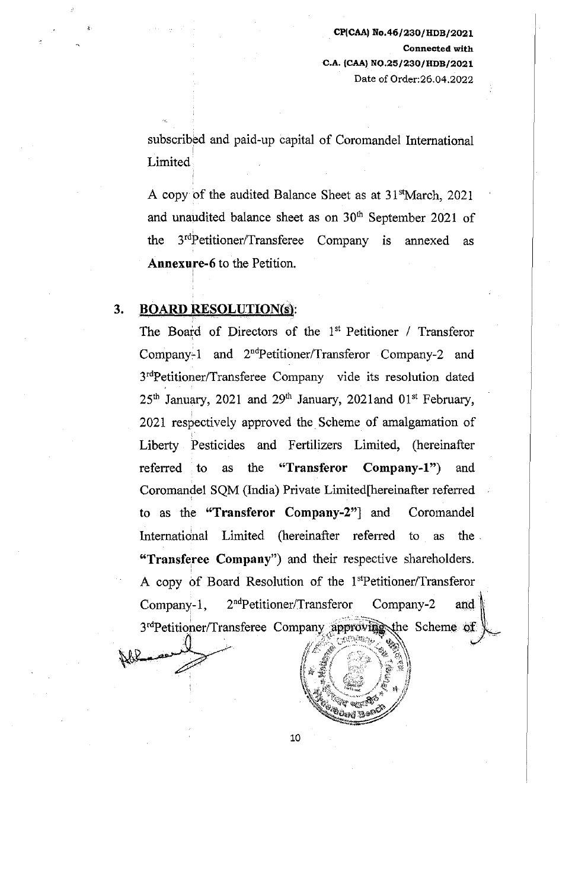subscribed and paid-up capital of Coromandel International Limited

A copy of the audited Balance Sheet as at 31st March, 2021 and unaudited balance sheet as on 30th September 2021 of the 3rd Petitioner/Transferee Company is annexed as **Annexure-6** to the Petition.

## 3. BOARD RESOLUTION(s):

The Board of Directors of the 1st Petitioner / Transferor Company-1 and 2nd Petitioner/Transferor Company-2 and 3rd Petitioner/Transferee Company vide its resolution dated 25th January, 2021 and 29th January, 2021and 01st February, 2021 respectively approved the Scheme of amalgamation of Liberty Pesticides and Fertilizers Limited, (hereinafter referred to as the **"Transferor Company-1"**) and Coromandel SQM (India) Private Limited[hereinafter referred to as the **"Transferor Company-2"**] and Coromandel International Limited (hereinafter referred to as the **"Transferee Company"**) and their respective shareholders. A copy of Board Resolution of the 1st Petitioner/Transferor Company-1, 2nd Petitioner/Transferor Company-2 and 3rd Petitioner/Transferee Company approving the Scheme of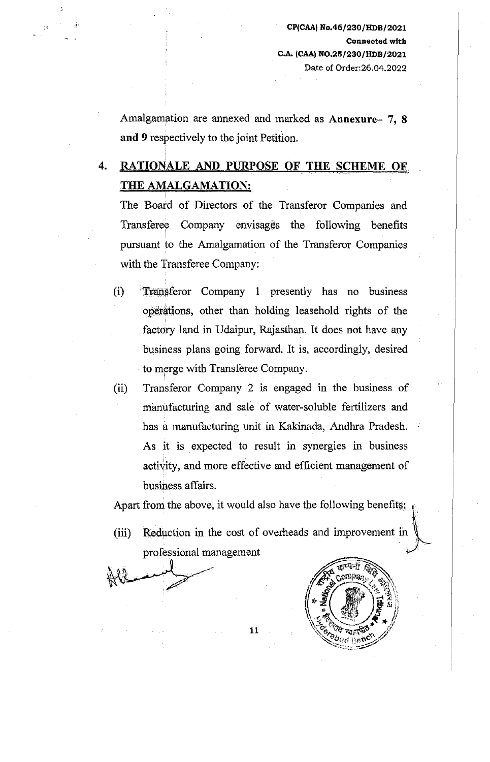Amalgamation are annexed and marked as **Annexure– 7, 8 and 9** respectively to the joint Petition.

## 4. RATIONALE AND PURPOSE OF THE SCHEME OF THE AMALGAMATION:

The Board of Directors of the Transferor Companies and Transferee Company envisages the following benefits pursuant to the Amalgamation of the Transferor Companies with the Transferee Company:

(i) Transferor Company 1 presently has no business operations, other than holding leasehold rights of the factory land in Udaipur, Rajasthan. It does not have any business plans going forward. It is, accordingly, desired to merge with Transferee Company.

(ii) Transferor Company 2 is engaged in the business of manufacturing and sale of water-soluble fertilizers and has a manufacturing unit in Kakinada, Andhra Pradesh. As it is expected to result in synergies in business activity, and more effective and efficient management of business affairs.

Apart from the above, it would also have the following benefits:

(iii) Reduction in the cost of overheads and improvement in professional management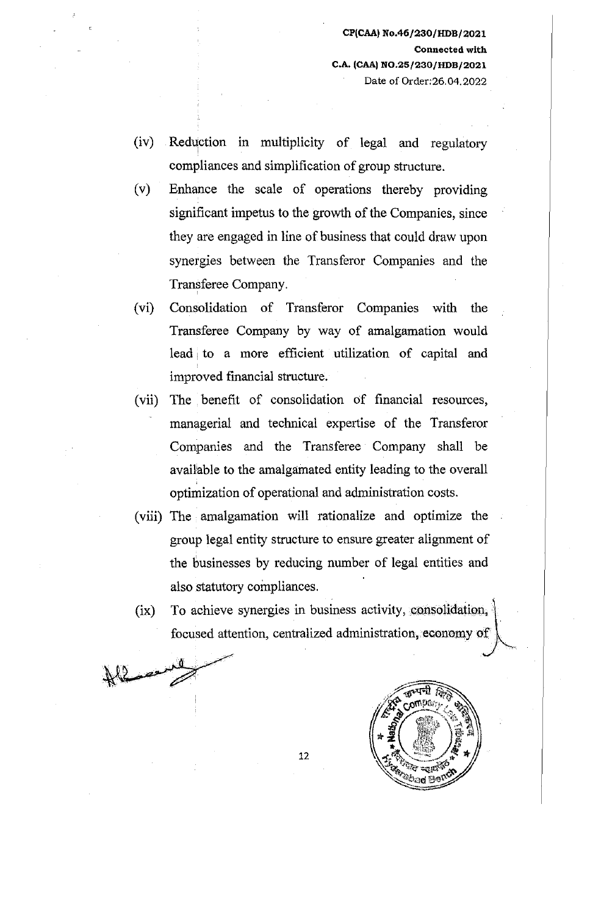(iv) Reduction in multiplicity of legal and regulatory compliances and simplification of group structure.

(v) Enhance the scale of operations thereby providing significant impetus to the growth of the Companies, since they are engaged in line of business that could draw upon synergies between the Transferor Companies and the Transferee Company.

(vi) Consolidation of Transferor Companies with the Transferee Company by way of amalgamation would lead to a more efficient utilization of capital and improved financial structure.

(vii) The benefit of consolidation of financial resources, managerial and technical expertise of the Transferor Companies and the Transferee Company shall be available to the amalgamated entity leading to the overall optimization of operational and administration costs.

(viii) The amalgamation will rationalize and optimize the group legal entity structure to ensure greater alignment of the businesses by reducing number of legal entities and also statutory compliances.

(ix) To achieve synergies in business activity, consolidation, focused attention, centralized administration, economy of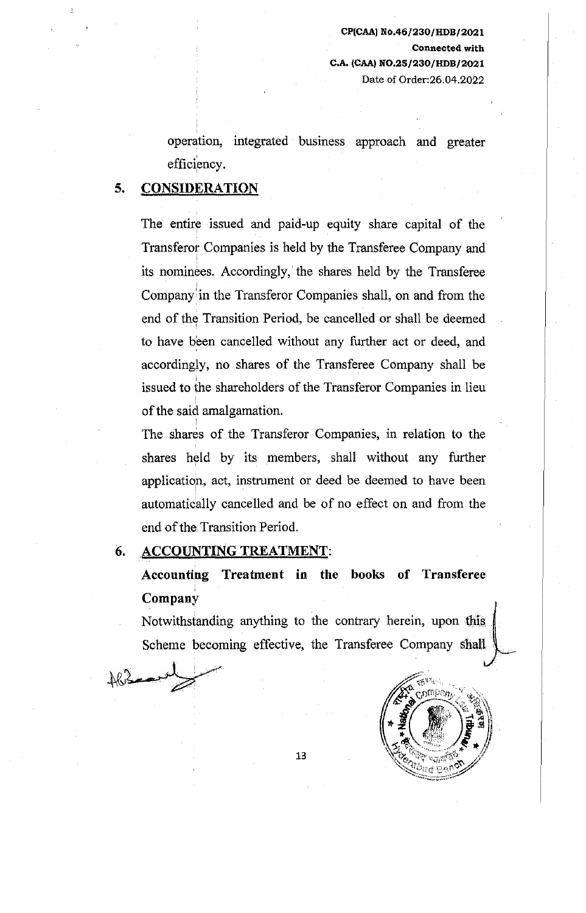operation, integrated business approach and greater efficiency.

## 5. CONSIDERATION

The entire issued and paid-up equity share capital of the Transferor Companies is held by the Transferee Company and its nominees. Accordingly, the shares held by the Transferee Company in the Transferor Companies shall, on and from the end of the Transition Period, be cancelled or shall be deemed to have been cancelled without any further act or deed, and accordingly, no shares of the Transferee Company shall be issued to the shareholders of the Transferor Companies in lieu of the said amalgamation.

The shares of the Transferor Companies, in relation to the shares held by its members, shall without any further application, act, instrument or deed be deemed to have been automatically cancelled and be of no effect on and from the end of the Transition Period.

## 6. ACCOUNTING TREATMENT:

**Accounting Treatment in the books of Transferee Company**

Notwithstanding anything to the contrary herein, upon this Scheme becoming effective, the Transferee Company shall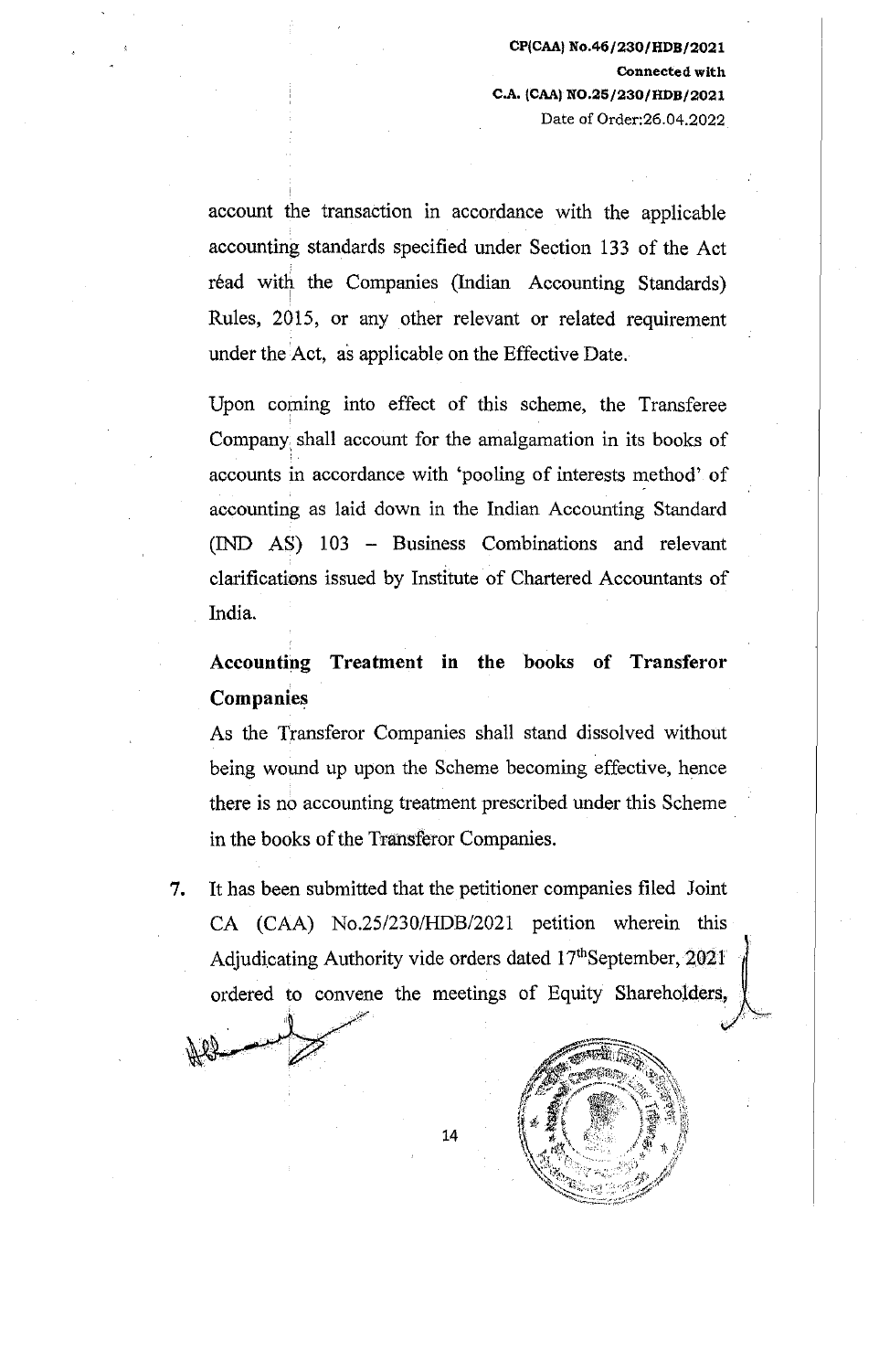account the transaction in accordance with the applicable accounting standards specified under Section 133 of the Act read with the Companies (Indian Accounting Standards) Rules, 2015, or any other relevant or related requirement under the Act, as applicable on the Effective Date.

Upon coming into effect of this scheme, the Transferee Company shall account for the amalgamation in its books of accounts in accordance with 'pooling of interests method' of accounting as laid down in the Indian Accounting Standard (IND AS) 103 – Business Combinations and relevant clarifications issued by Institute of Chartered Accountants of India.

**Accounting Treatment in the books of Transferor Companies**

As the Transferor Companies shall stand dissolved without being wound up upon the Scheme becoming effective, hence there is no accounting treatment prescribed under this Scheme in the books of the Transferor Companies.

7. It has been submitted that the petitioner companies filed Joint CA (CAA) No.25/230/HDB/2021 petition wherein this Adjudicating Authority vide orders dated 17th September, 2021 ordered to convene the meetings of Equity Shareholders,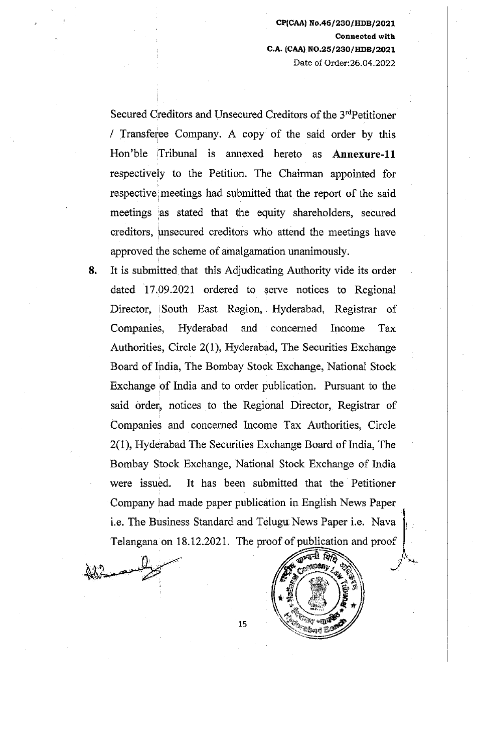Secured Creditors and Unsecured Creditors of the 3rd Petitioner / Transferee Company. A copy of the said order by this Hon'ble Tribunal is annexed hereto as **Annexure-11** respectively to the Petition. The Chairman appointed for respective meetings had submitted that the report of the said meetings as stated that the equity shareholders, secured creditors, unsecured creditors who attend the meetings have approved the scheme of amalgamation unanimously.

**8.** It is submitted that this Adjudicating Authority vide its order dated 17.09.2021 ordered to serve notices to Regional Director, South East Region, Hyderabad, Registrar of Companies, Hyderabad and concerned Income Tax Authorities, Circle 2(1), Hyderabad, The Securities Exchange Board of India, The Bombay Stock Exchange, National Stock Exchange of India and to order publication. Pursuant to the said order, notices to the Regional Director, Registrar of Companies and concerned Income Tax Authorities, Circle 2(1), Hyderabad The Securities Exchange Board of India, The Bombay Stock Exchange, National Stock Exchange of India were issued. It has been submitted that the Petitioner Company had made paper publication in English News Paper i.e. The Business Standard and Telugu News Paper i.e. Nava Telangana on 18.12.2021. The proof of publication and proof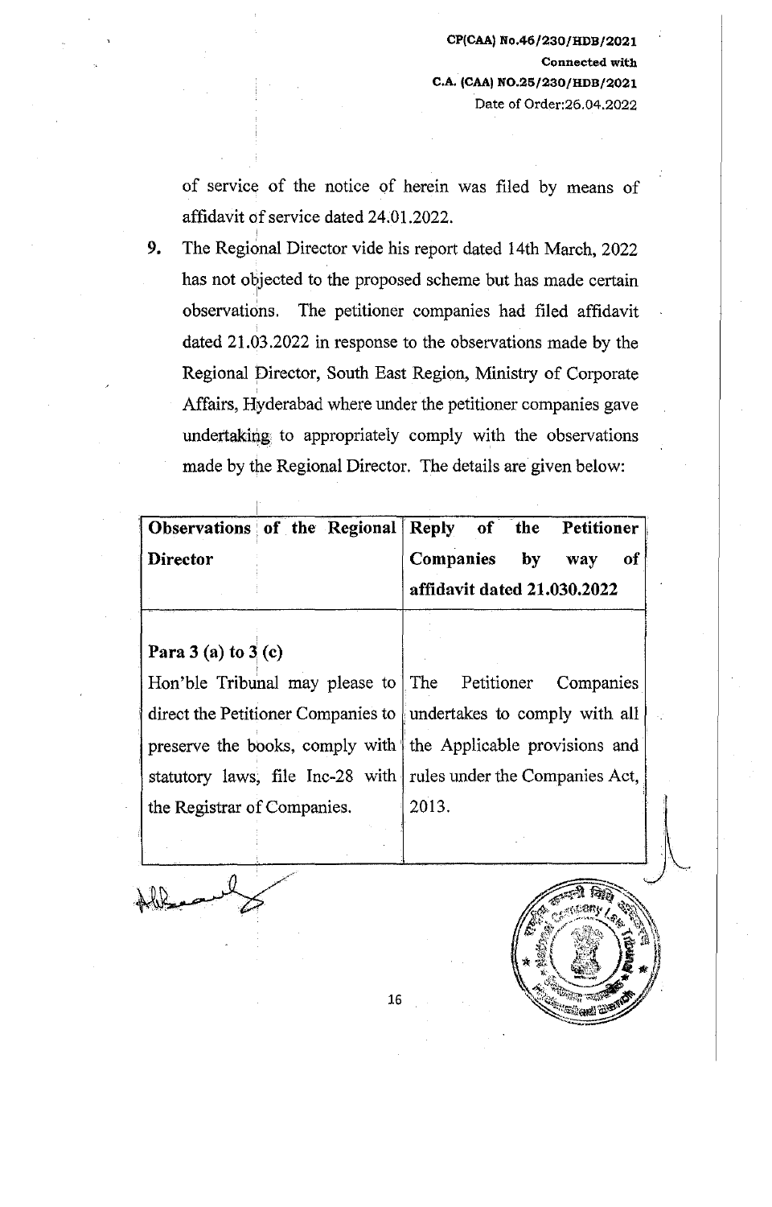of service of the notice of herein was filed by means of affidavit of service dated 24.01.2022.

9. The Regional Director vide his report dated 14th March, 2022 has not objected to the proposed scheme but has made certain observations. The petitioner companies had filed affidavit dated 21.03.2022 in response to the observations made by the Regional Director, South East Region, Ministry of Corporate Affairs, Hyderabad where under the petitioner companies gave undertaking to appropriately comply with the observations made by the Regional Director. The details are given below:

| **Observations of the Regional Director** | **Reply of the Petitioner Companies by way of affidavit dated 21.030.2022** |
|---|---|
| **Para 3 (a) to 3 (c)**<br>Hon'ble Tribunal may please to direct the Petitioner Companies to preserve the books, comply with statutory laws, file Inc-28 with the Registrar of Companies. | The Petitioner Companies undertakes to comply with all the Applicable provisions and rules under the Companies Act, 2013. |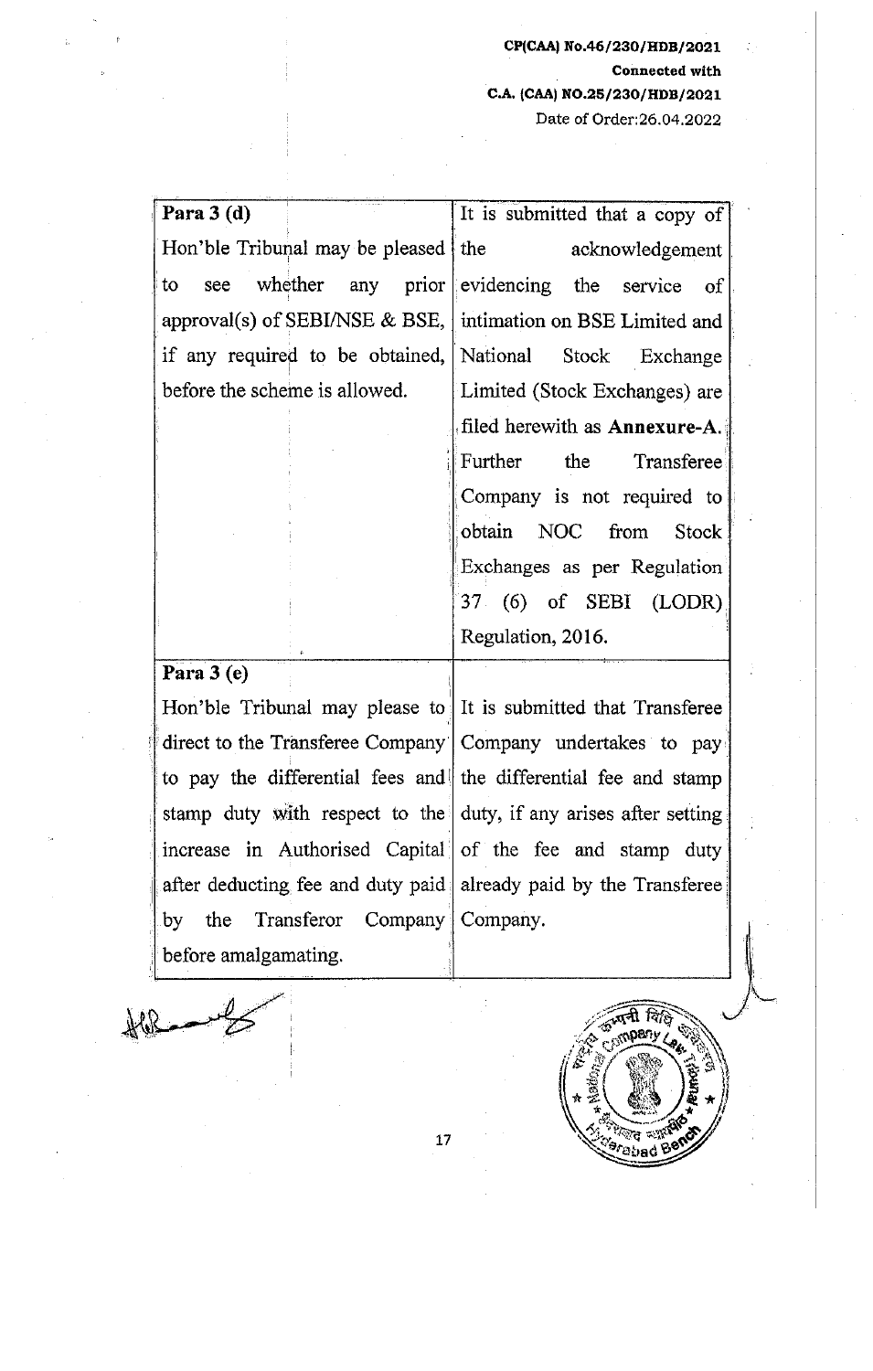| | |
|---|---|
| **Para 3 (d)**<br>Hon'ble Tribunal may be pleased to see whether any prior approval(s) of SEBI/NSE & BSE, if any required to be obtained, before the scheme is allowed. | It is submitted that a copy of the acknowledgement evidencing the service of intimation on BSE Limited and National Stock Exchange Limited (Stock Exchanges) are filed herewith as **Annexure-A.** Further the Transferee Company is not required to obtain NOC from Stock Exchanges as per Regulation 37 (6) of SEBI (LODR) Regulation, 2016. |
| **Para 3 (e)**<br>Hon'ble Tribunal may please to direct to the Transferee Company to pay the differential fees and stamp duty with respect to the increase in Authorised Capital after deducting fee and duty paid by the Transferor Company before amalgamating. | It is submitted that Transferee Company undertakes to pay the differential fee and stamp duty, if any arises after setting of the fee and stamp duty already paid by the Transferee Company. |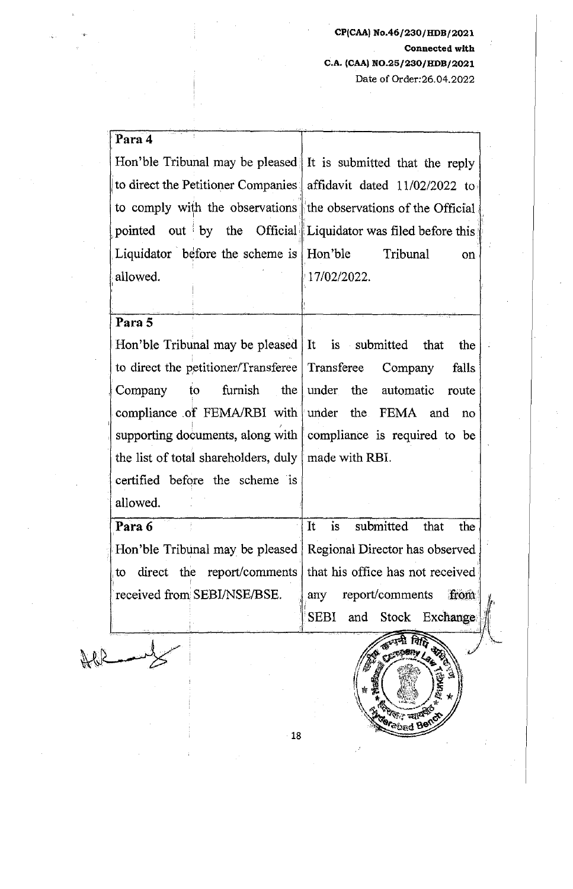CP(CAA) No.46/230/HDB/2021
Connected with
C.A. (CAA) NO.25/230/HDB/2021
Date of Order:26.04.2022

| | |
|---|---|
| **Para 4**<br>Hon'ble Tribunal may be pleased to direct the Petitioner Companies to comply with the observations pointed out by the Official Liquidator before the scheme is allowed. | It is submitted that the reply affidavit dated 11/02/2022 to the observations of the Official Liquidator was filed before this Hon'ble Tribunal on 17/02/2022. |
| **Para 5**<br>Hon'ble Tribunal may be pleased to direct the petitioner/Transferee Company to furnish the compliance of FEMA/RBI with supporting documents, along with the list of total shareholders, duly certified before the scheme is allowed. | It is submitted that the Transferee Company falls under the automatic route under the FEMA and no compliance is required to be made with RBI. |
| **Para 6**<br>Hon'ble Tribunal may be pleased to direct the report/comments received from SEBI/NSE/BSE. | It is submitted that the Regional Director has observed that his office has not received any report/comments from SEBI and Stock Exchange |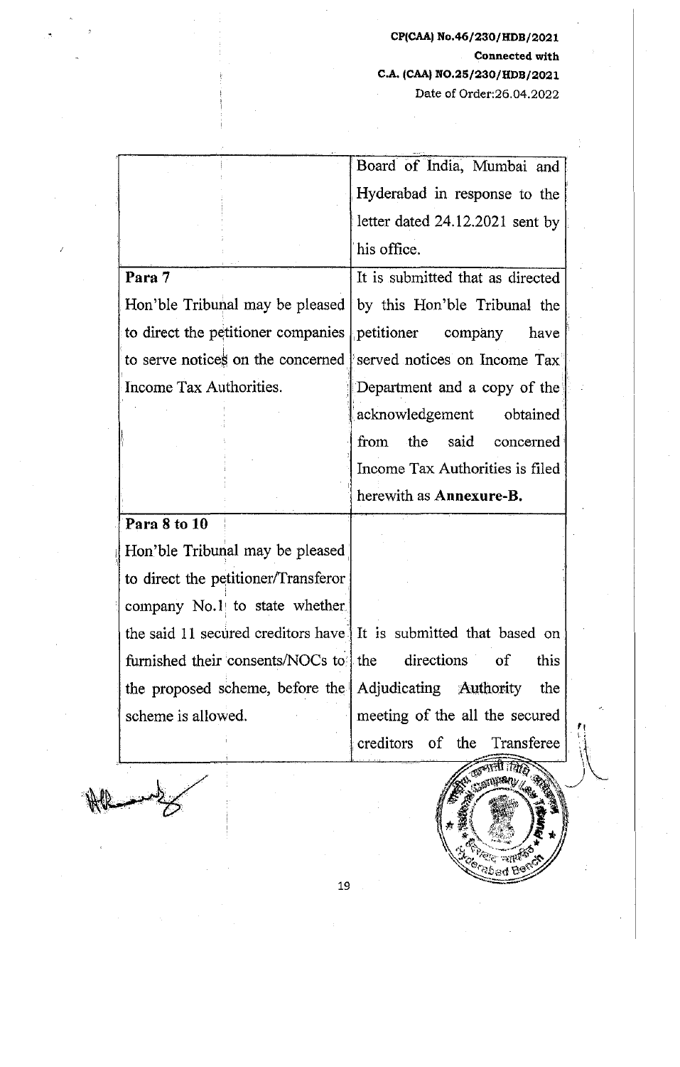| | |
|---|---|
| | Board of India, Mumbai and Hyderabad in response to the letter dated 24.12.2021 sent by his office. |
| **Para 7**<br>Hon'ble Tribunal may be pleased to direct the petitioner companies to serve notices on the concerned Income Tax Authorities. | It is submitted that as directed by this Hon'ble Tribunal the petitioner company have served notices on Income Tax Department and a copy of the acknowledgement obtained from the said concerned Income Tax Authorities is filed herewith as **Annexure-B.** |
| **Para 8 to 10**<br>Hon'ble Tribunal may be pleased to direct the petitioner/Transferor company No.1 to state whether the said 11 secured creditors have furnished their consents/NOCs to the proposed scheme, before the scheme is allowed. | It is submitted that based on the directions of this Adjudicating Authority the meeting of the all the secured creditors of the Transferee |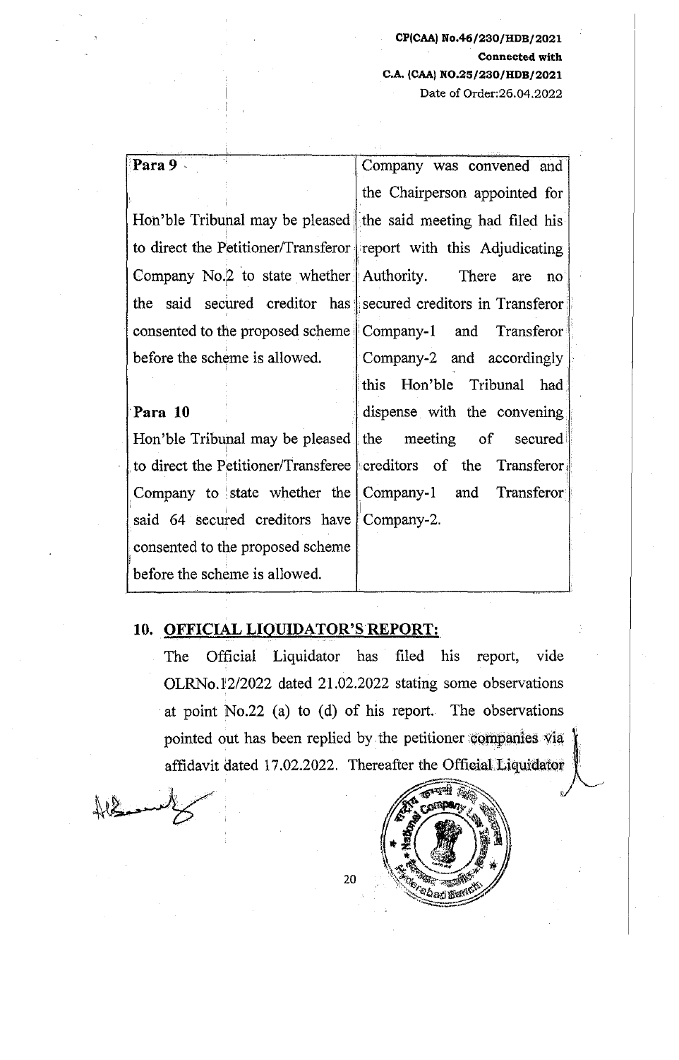| | |
|---|---|
| **Para 9**<br><br>Hon'ble Tribunal may be pleased to direct the Petitioner/Transferor Company No.2 to state whether the said secured creditor has consented to the proposed scheme before the scheme is allowed.<br><br>**Para 10**<br>Hon'ble Tribunal may be pleased to direct the Petitioner/Transferee Company to state whether the said 64 secured creditors have consented to the proposed scheme before the scheme is allowed. | Company was convened and the Chairperson appointed for the said meeting had filed his report with this Adjudicating Authority. There are no secured creditors in Transferor Company-1 and Transferor Company-2 and accordingly this Hon'ble Tribunal had dispense with the convening the meeting of secured creditors of the Transferor Company-1 and Transferor Company-2. |

## 10. OFFICIAL LIQUIDATOR'S REPORT:

The Official Liquidator has filed his report, vide OLRNo.12/2022 dated 21.02.2022 stating some observations at point No.22 (a) to (d) of his report. The observations pointed out has been replied by the petitioner companies via affidavit dated 17.02.2022. Thereafter the Official Liquidator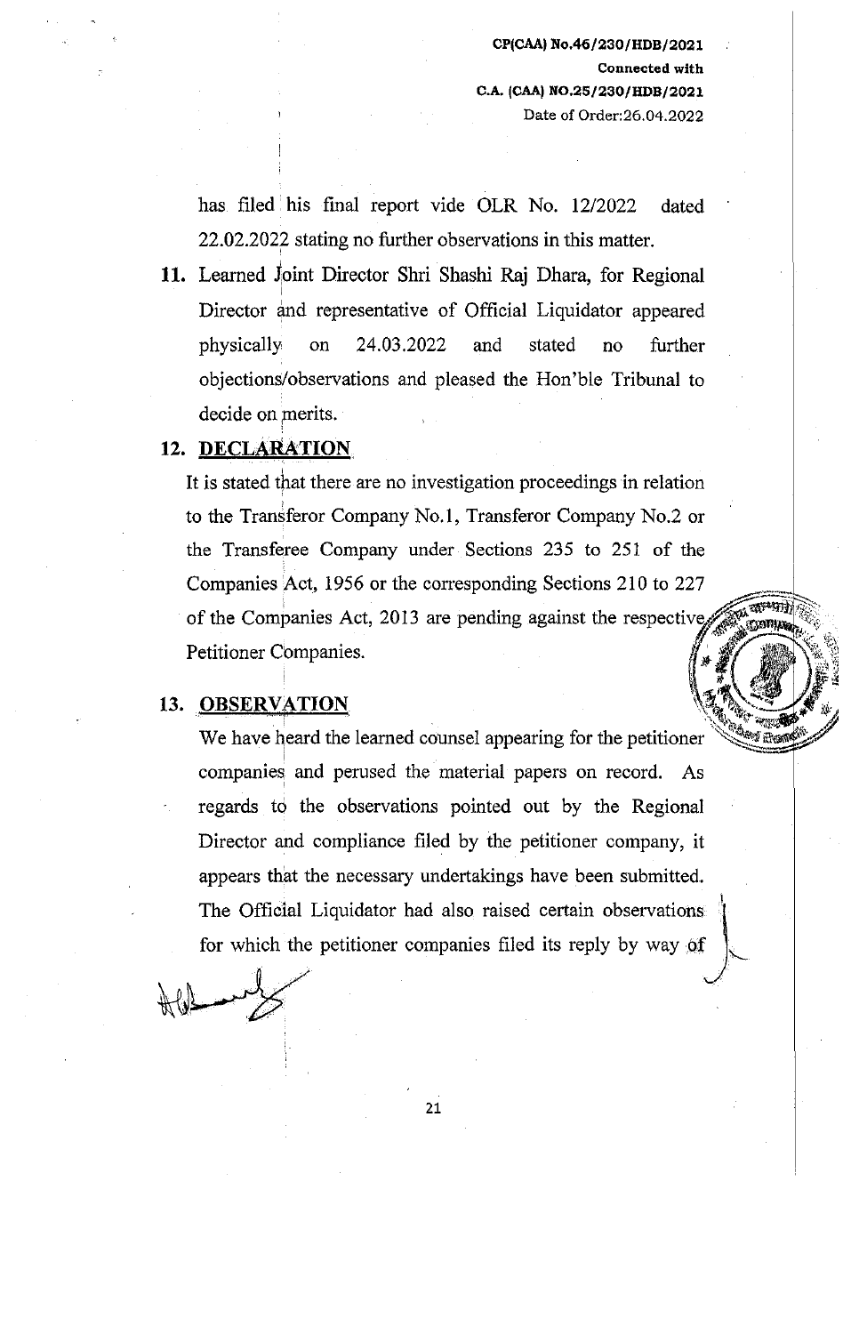has filed his final report vide OLR No. 12/2022 dated 22.02.2022 stating no further observations in this matter.

**11.** Learned Joint Director Shri Shashi Raj Dhara, for Regional Director and representative of Official Liquidator appeared physically on 24.03.2022 and stated no further objections/observations and pleased the Hon'ble Tribunal to decide on merits.

**12. DECLARATION**

It is stated that there are no investigation proceedings in relation to the Transferor Company No.1, Transferor Company No.2 or the Transferee Company under Sections 235 to 251 of the Companies Act, 1956 or the corresponding Sections 210 to 227 of the Companies Act, 2013 are pending against the respective Petitioner Companies.

**13. OBSERVATION**

We have heard the learned counsel appearing for the petitioner companies and perused the material papers on record. As regards to the observations pointed out by the Regional Director and compliance filed by the petitioner company, it appears that the necessary undertakings have been submitted. The Official Liquidator had also raised certain observations for which the petitioner companies filed its reply by way of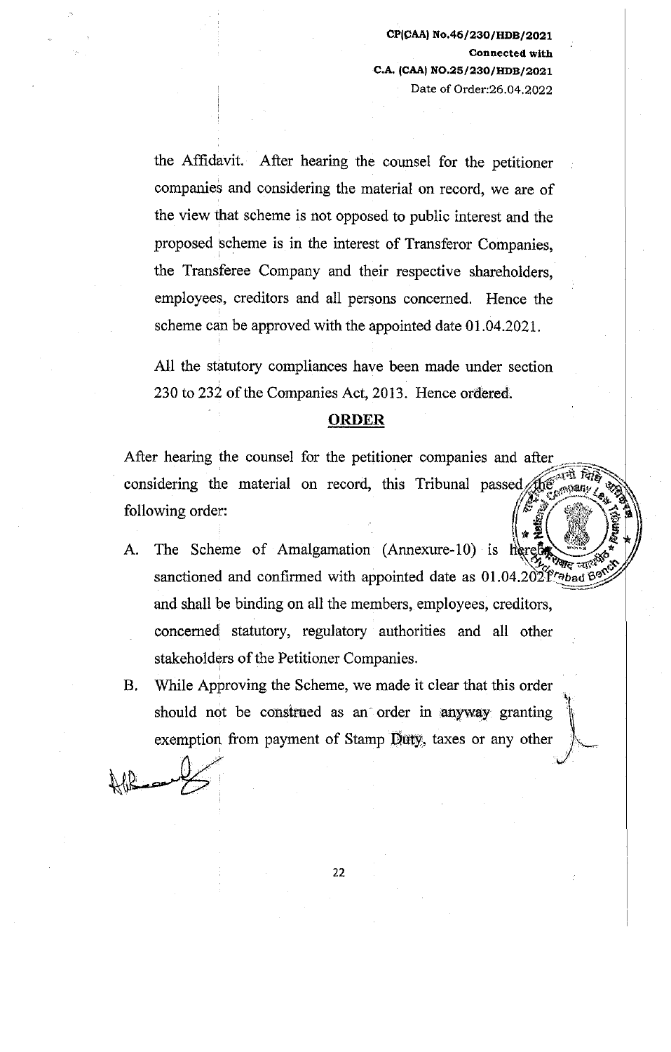the Affidavit. After hearing the counsel for the petitioner companies and considering the material on record, we are of the view that scheme is not opposed to public interest and the proposed scheme is in the interest of Transferor Companies, the Transferee Company and their respective shareholders, employees, creditors and all persons concerned. Hence the scheme can be approved with the appointed date 01.04.2021.

All the statutory compliances have been made under section 230 to 232 of the Companies Act, 2013. Hence ordered.

## ORDER

After hearing the counsel for the petitioner companies and after considering the material on record, this Tribunal passed the following order:

A. The Scheme of Amalgamation (Annexure-10) is hereby sanctioned and confirmed with appointed date as 01.04.2021 and shall be binding on all the members, employees, creditors, concerned statutory, regulatory authorities and all other stakeholders of the Petitioner Companies.

B. While Approving the Scheme, we made it clear that this order should not be construed as an order in anyway granting exemption from payment of Stamp Duty, taxes or any other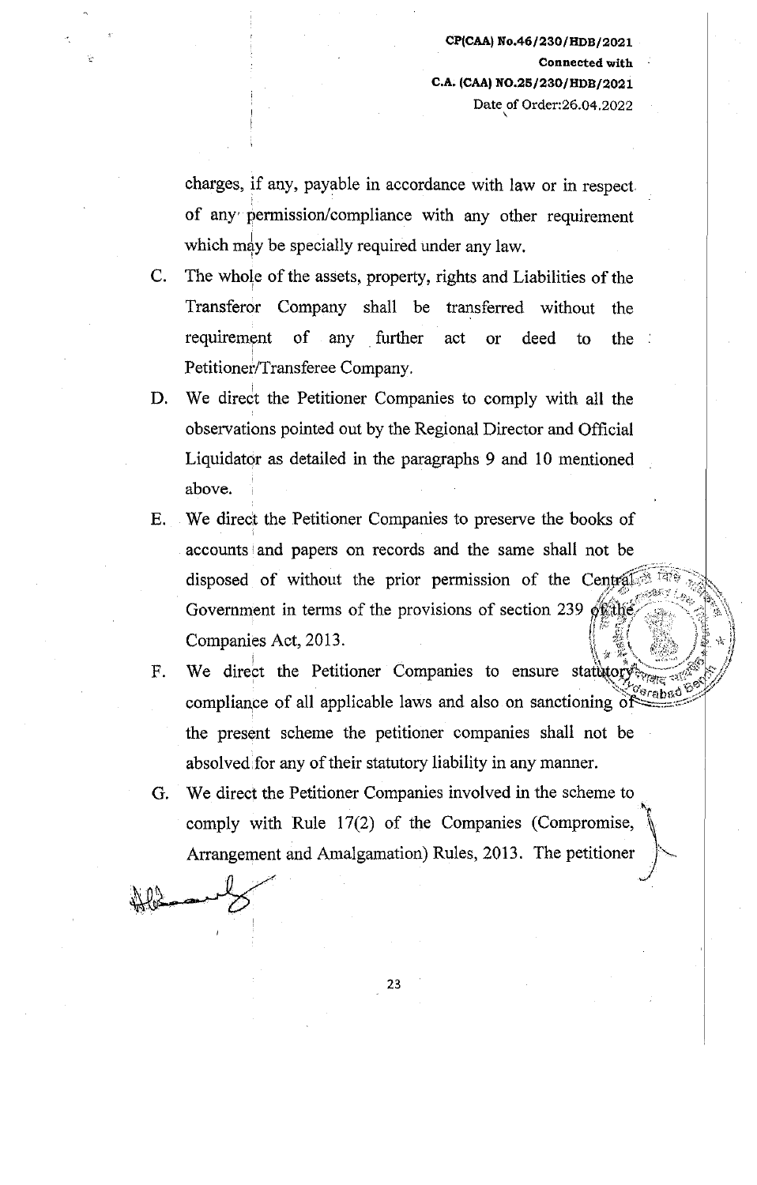charges, if any, payable in accordance with law or in respect of any permission/compliance with any other requirement which may be specially required under any law.

C. The whole of the assets, property, rights and Liabilities of the Transferor Company shall be transferred without the requirement of any further act or deed to the Petitioner/Transferee Company.

D. We direct the Petitioner Companies to comply with all the observations pointed out by the Regional Director and Official Liquidator as detailed in the paragraphs 9 and 10 mentioned above.

E. We direct the Petitioner Companies to preserve the books of accounts and papers on records and the same shall not be disposed of without the prior permission of the Central Government in terms of the provisions of section 239 of the Companies Act, 2013.

F. We direct the Petitioner Companies to ensure statutory compliance of all applicable laws and also on sanctioning of the present scheme the petitioner companies shall not be absolved for any of their statutory liability in any manner.

G. We direct the Petitioner Companies involved in the scheme to comply with Rule 17(2) of the Companies (Compromise, Arrangement and Amalgamation) Rules, 2013. The petitioner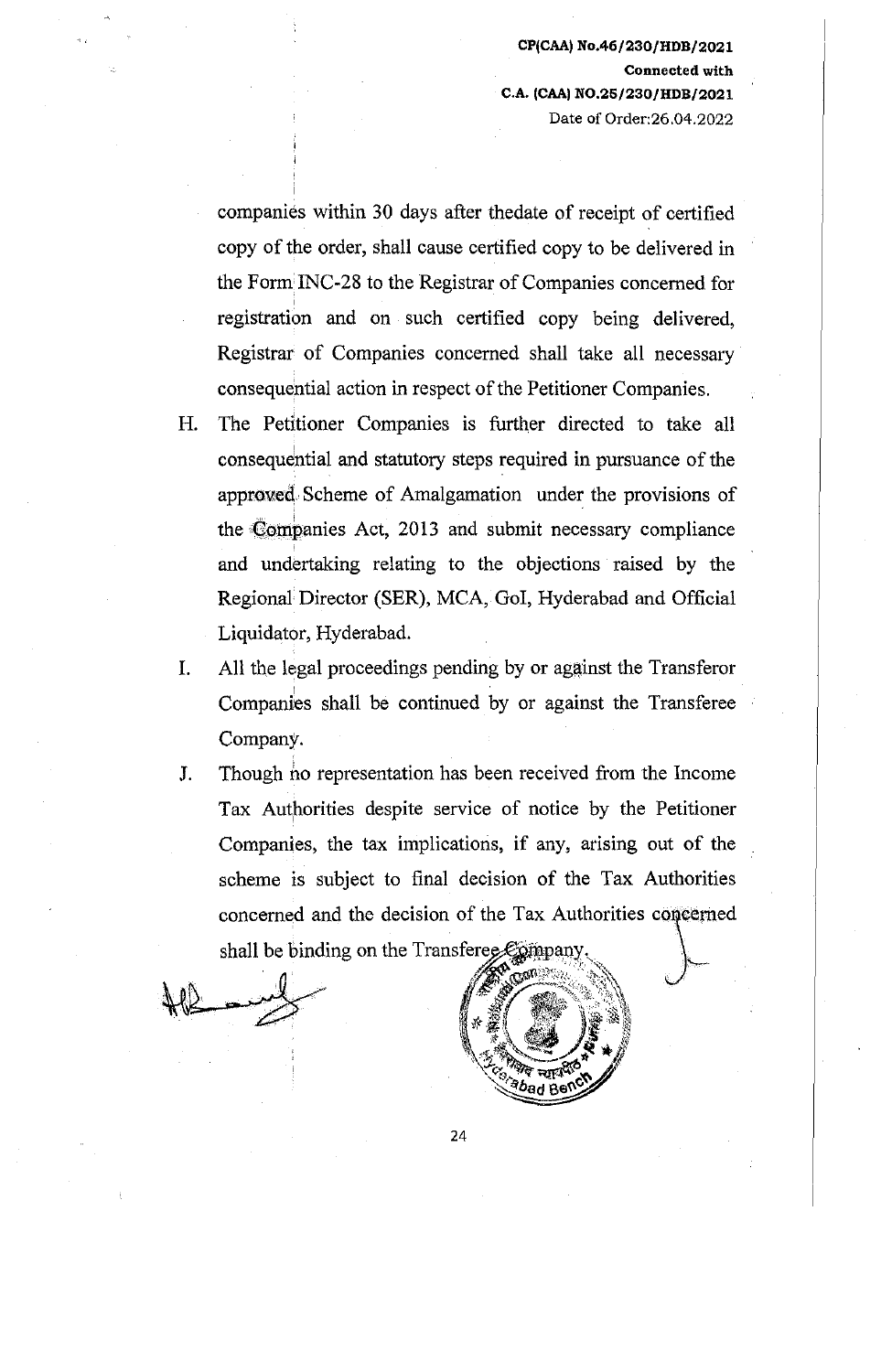companies within 30 days after thedate of receipt of certified copy of the order, shall cause certified copy to be delivered in the Form INC-28 to the Registrar of Companies concerned for registration and on such certified copy being delivered, Registrar of Companies concerned shall take all necessary consequential action in respect of the Petitioner Companies.

H. The Petitioner Companies is further directed to take all consequential and statutory steps required in pursuance of the approved Scheme of Amalgamation under the provisions of the Companies Act, 2013 and submit necessary compliance and undertaking relating to the objections raised by the Regional Director (SER), MCA, GoI, Hyderabad and Official Liquidator, Hyderabad.

I. All the legal proceedings pending by or against the Transferor Companies shall be continued by or against the Transferee Company.

J. Though no representation has been received from the Income Tax Authorities despite service of notice by the Petitioner Companies, the tax implications, if any, arising out of the scheme is subject to final decision of the Tax Authorities concerned and the decision of the Tax Authorities concerned shall be binding on the Transferee Company.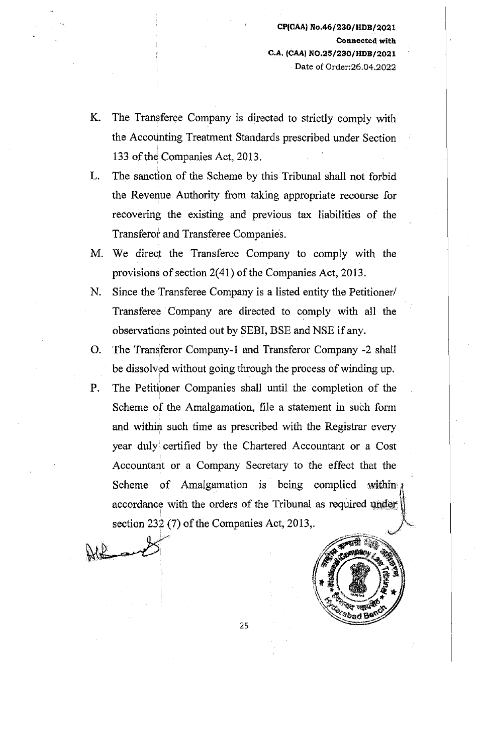K. The Transferee Company is directed to strictly comply with the Accounting Treatment Standards prescribed under Section 133 of the Companies Act, 2013.

L. The sanction of the Scheme by this Tribunal shall not forbid the Revenue Authority from taking appropriate recourse for recovering the existing and previous tax liabilities of the Transferor and Transferee Companies.

M. We direct the Transferee Company to comply with the provisions of section 2(41) of the Companies Act, 2013.

N. Since the Transferee Company is a listed entity the Petitioner/ Transferee Company are directed to comply with all the observations pointed out by SEBI, BSE and NSE if any.

O. The Transferor Company-1 and Transferor Company -2 shall be dissolved without going through the process of winding up.

P. The Petitioner Companies shall until the completion of the Scheme of the Amalgamation, file a statement in such form and within such time as prescribed with the Registrar every year duly certified by the Chartered Accountant or a Cost Accountant or a Company Secretary to the effect that the Scheme of Amalgamation is being complied within accordance with the orders of the Tribunal as required under section 232 (7) of the Companies Act, 2013,.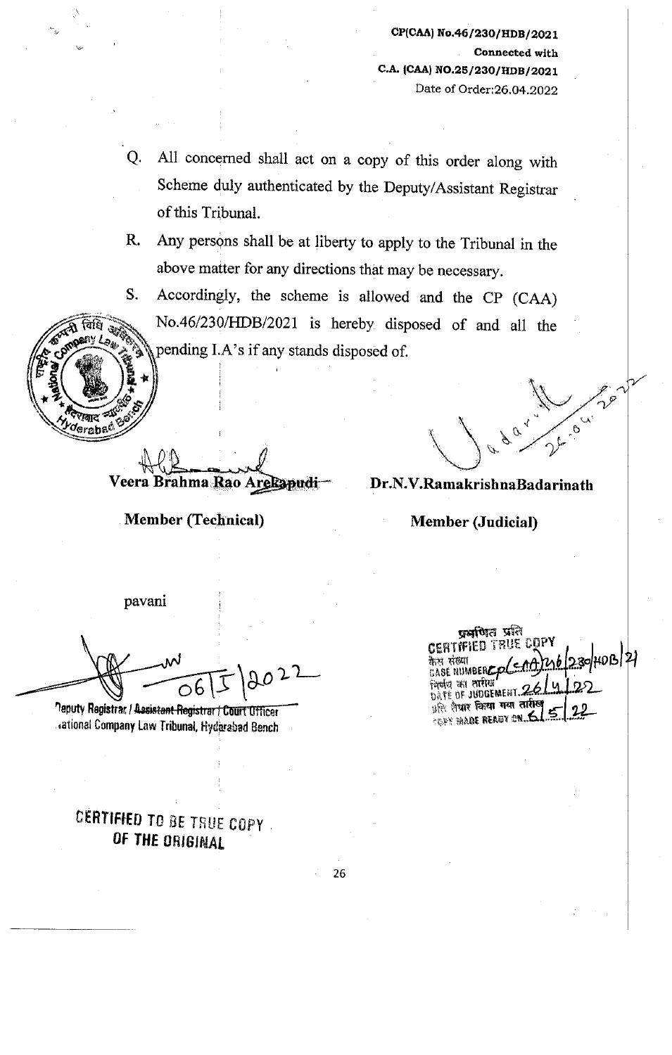Q. All concerned shall act on a copy of this order along with Scheme duly authenticated by the Deputy/Assistant Registrar of this Tribunal.

R. Any persons shall be at liberty to apply to the Tribunal in the above matter for any directions that may be necessary.

S. Accordingly, the scheme is allowed and the CP (CAA) No.46/230/HDB/2021 is hereby disposed of and all the pending I.A's if any stands disposed of.

| | |
|---|---|
| **Veera Brahma Rao Arekapudi** | **Dr.N.V.RamakrishnaBadarinath** |
| **Member (Technical)** | **Member (Judicial)** |

pavani

06/5/2022

Deputy Registrar / ~~Assistant Registrar / Court Officer~~
National Company Law Tribunal, Hyderabad Bench

प्रमाणित प्रति
CERTIFIED TRUE COPY
केस संख्या
CASE NUMBER CP(CAA)46/230/HDB/21
निर्णय का तारीख
DATE OF JUDGEMENT 26/4/22
प्रति तैयार किया गया तारीख
COPY MADE READY ON 6/5/22

CERTIFIED TO BE TRUE COPY OF THE ORIGINAL